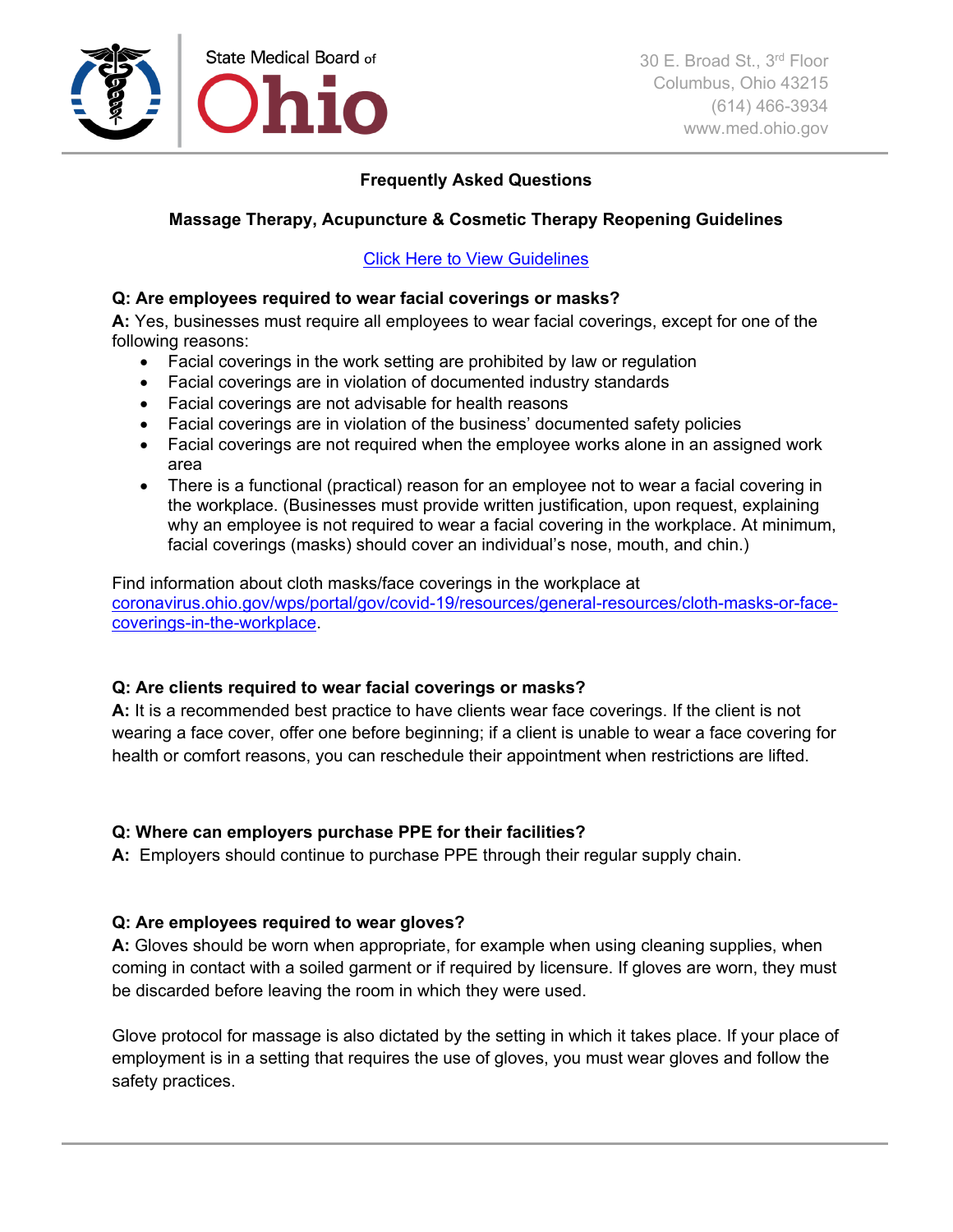State Medical Board of Ohio

30 E. Broad St., 3rd Floor
Columbus, Ohio 43215
(614) 466-3934
www.med.ohio.gov

## Frequently Asked Questions

## Massage Therapy, Acupuncture & Cosmetic Therapy Reopening Guidelines

[Click Here to View Guidelines]

**Q: Are employees required to wear facial coverings or masks?**

**A:** Yes, businesses must require all employees to wear facial coverings, except for one of the following reasons:

- Facial coverings in the work setting are prohibited by law or regulation
- Facial coverings are in violation of documented industry standards
- Facial coverings are not advisable for health reasons
- Facial coverings are in violation of the business' documented safety policies
- Facial coverings are not required when the employee works alone in an assigned work area
- There is a functional (practical) reason for an employee not to wear a facial covering in the workplace. (Businesses must provide written justification, upon request, explaining why an employee is not required to wear a facial covering in the workplace. At minimum, facial coverings (masks) should cover an individual's nose, mouth, and chin.)

Find information about cloth masks/face coverings in the workplace at coronavirus.ohio.gov/wps/portal/gov/covid-19/resources/general-resources/cloth-masks-or-face-coverings-in-the-workplace.

**Q: Are clients required to wear facial coverings or masks?**

**A:** It is a recommended best practice to have clients wear face coverings. If the client is not wearing a face cover, offer one before beginning; if a client is unable to wear a face covering for health or comfort reasons, you can reschedule their appointment when restrictions are lifted.

**Q: Where can employers purchase PPE for their facilities?**

**A:** Employers should continue to purchase PPE through their regular supply chain.

**Q: Are employees required to wear gloves?**

**A:** Gloves should be worn when appropriate, for example when using cleaning supplies, when coming in contact with a soiled garment or if required by licensure. If gloves are worn, they must be discarded before leaving the room in which they were used.

Glove protocol for massage is also dictated by the setting in which it takes place. If your place of employment is in a setting that requires the use of gloves, you must wear gloves and follow the safety practices.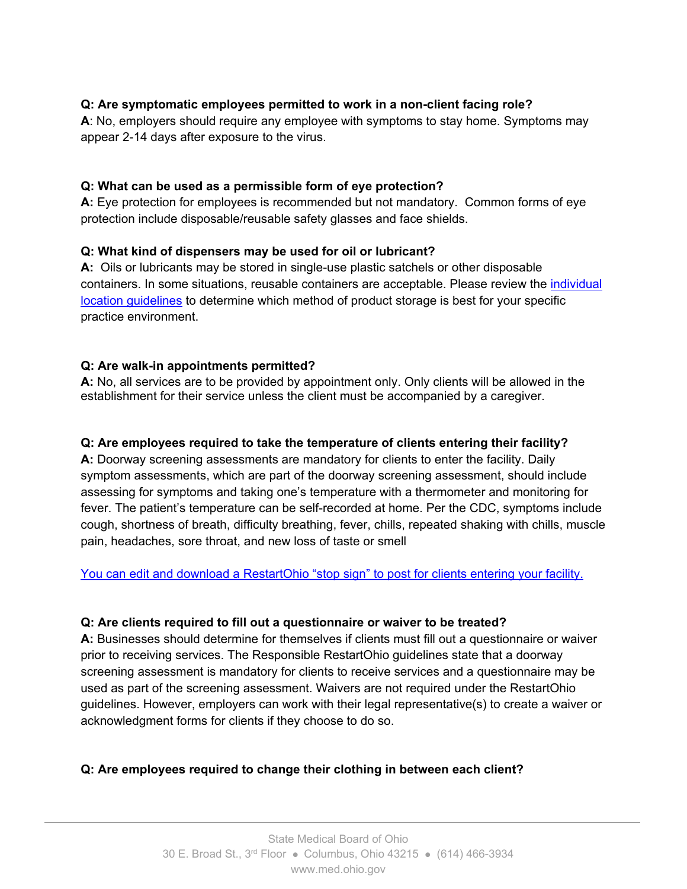**Q: Are symptomatic employees permitted to work in a non-client facing role?**
**A**: No, employers should require any employee with symptoms to stay home. Symptoms may appear 2-14 days after exposure to the virus.

**Q: What can be used as a permissible form of eye protection?**
**A:** Eye protection for employees is recommended but not mandatory. Common forms of eye protection include disposable/reusable safety glasses and face shields.

**Q: What kind of dispensers may be used for oil or lubricant?**
**A:** Oils or lubricants may be stored in single-use plastic satchels or other disposable containers. In some situations, reusable containers are acceptable. Please review the [individual location guidelines] to determine which method of product storage is best for your specific practice environment.

**Q: Are walk-in appointments permitted?**
**A:** No, all services are to be provided by appointment only. Only clients will be allowed in the establishment for their service unless the client must be accompanied by a caregiver.

**Q: Are employees required to take the temperature of clients entering their facility?**
**A:** Doorway screening assessments are mandatory for clients to enter the facility. Daily symptom assessments, which are part of the doorway screening assessment, should include assessing for symptoms and taking one's temperature with a thermometer and monitoring for fever. The patient's temperature can be self-recorded at home. Per the CDC, symptoms include cough, shortness of breath, difficulty breathing, fever, chills, repeated shaking with chills, muscle pain, headaches, sore throat, and new loss of taste or smell

[You can edit and download a RestartOhio "stop sign" to post for clients entering your facility.]

**Q: Are clients required to fill out a questionnaire or waiver to be treated?**
**A:** Businesses should determine for themselves if clients must fill out a questionnaire or waiver prior to receiving services. The Responsible RestartOhio guidelines state that a doorway screening assessment is mandatory for clients to receive services and a questionnaire may be used as part of the screening assessment. Waivers are not required under the RestartOhio guidelines. However, employers can work with their legal representative(s) to create a waiver or acknowledgment forms for clients if they choose to do so.

**Q: Are employees required to change their clothing in between each client?**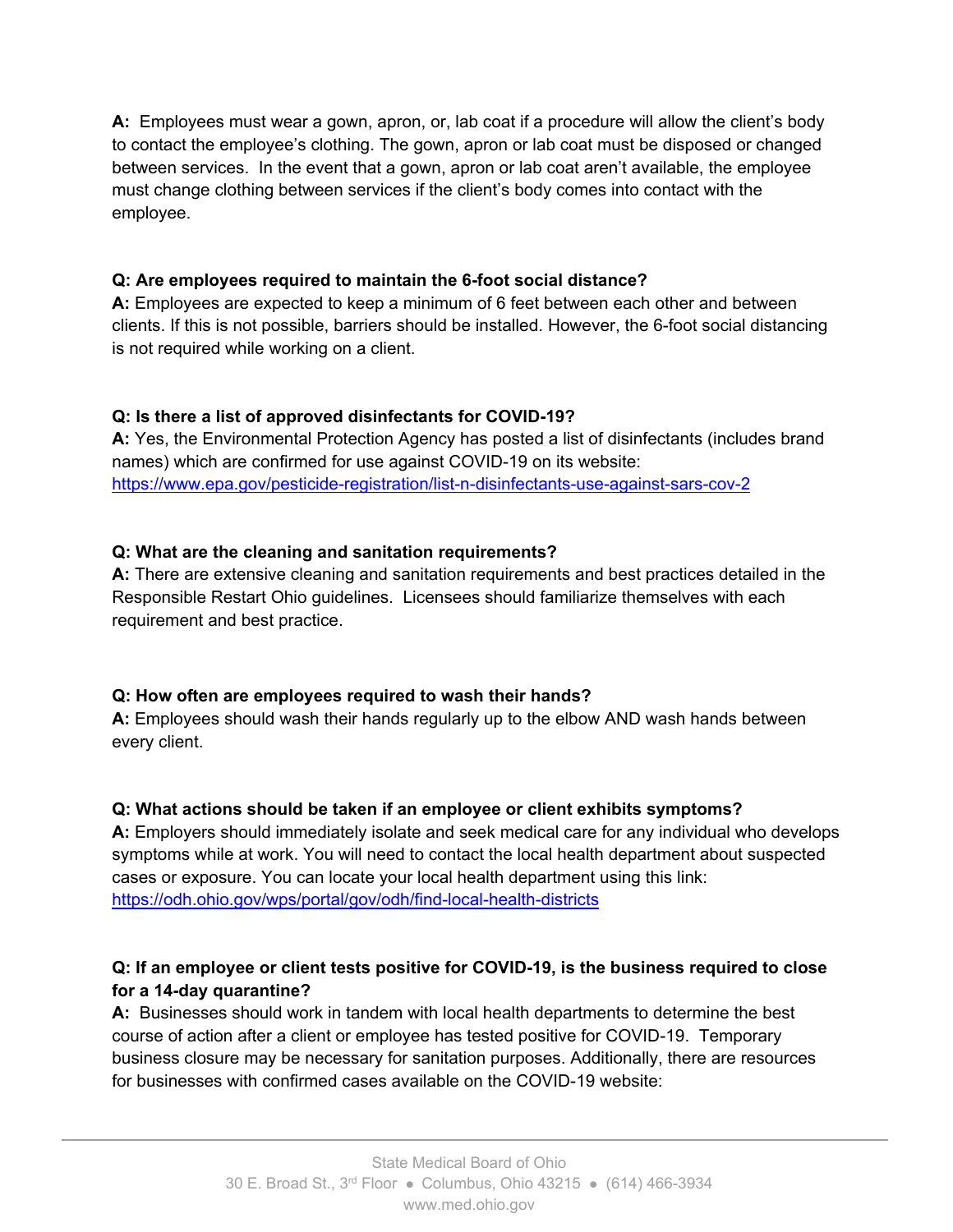**A:** Employees must wear a gown, apron, or, lab coat if a procedure will allow the client's body to contact the employee's clothing. The gown, apron or lab coat must be disposed or changed between services. In the event that a gown, apron or lab coat aren't available, the employee must change clothing between services if the client's body comes into contact with the employee.

**Q: Are employees required to maintain the 6-foot social distance?**
**A:** Employees are expected to keep a minimum of 6 feet between each other and between clients. If this is not possible, barriers should be installed. However, the 6-foot social distancing is not required while working on a client.

**Q: Is there a list of approved disinfectants for COVID-19?**
**A:** Yes, the Environmental Protection Agency has posted a list of disinfectants (includes brand names) which are confirmed for use against COVID-19 on its website: https://www.epa.gov/pesticide-registration/list-n-disinfectants-use-against-sars-cov-2

**Q: What are the cleaning and sanitation requirements?**
**A:** There are extensive cleaning and sanitation requirements and best practices detailed in the Responsible Restart Ohio guidelines. Licensees should familiarize themselves with each requirement and best practice.

**Q: How often are employees required to wash their hands?**
**A:** Employees should wash their hands regularly up to the elbow AND wash hands between every client.

**Q: What actions should be taken if an employee or client exhibits symptoms?**
**A:** Employers should immediately isolate and seek medical care for any individual who develops symptoms while at work. You will need to contact the local health department about suspected cases or exposure. You can locate your local health department using this link: https://odh.ohio.gov/wps/portal/gov/odh/find-local-health-districts

**Q: If an employee or client tests positive for COVID-19, is the business required to close for a 14-day quarantine?**
**A:** Businesses should work in tandem with local health departments to determine the best course of action after a client or employee has tested positive for COVID-19. Temporary business closure may be necessary for sanitation purposes. Additionally, there are resources for businesses with confirmed cases available on the COVID-19 website: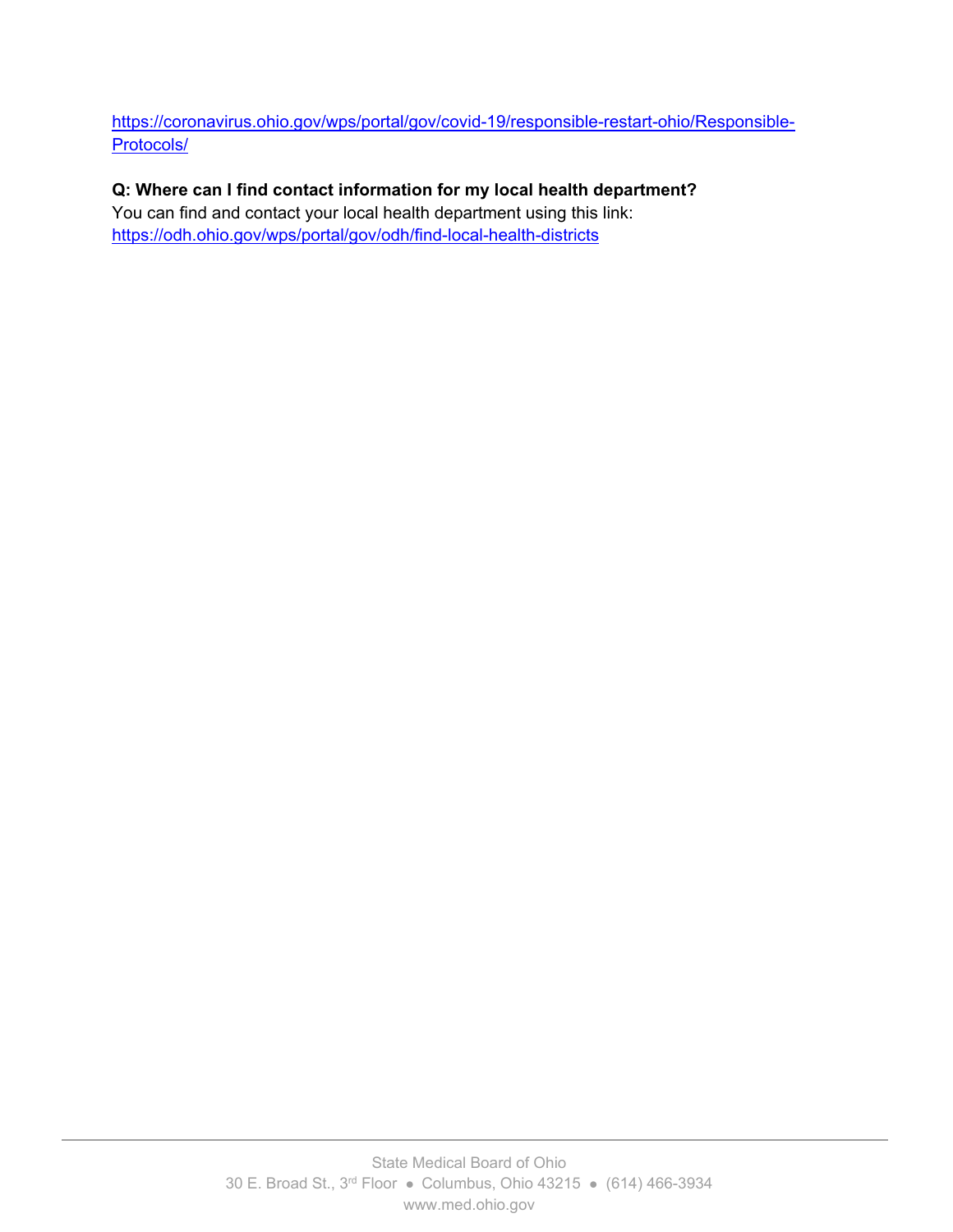https://coronavirus.ohio.gov/wps/portal/gov/covid-19/responsible-restart-ohio/Responsible-Protocols/

**Q: Where can I find contact information for my local health department?**
You can find and contact your local health department using this link:
https://odh.ohio.gov/wps/portal/gov/odh/find-local-health-districts